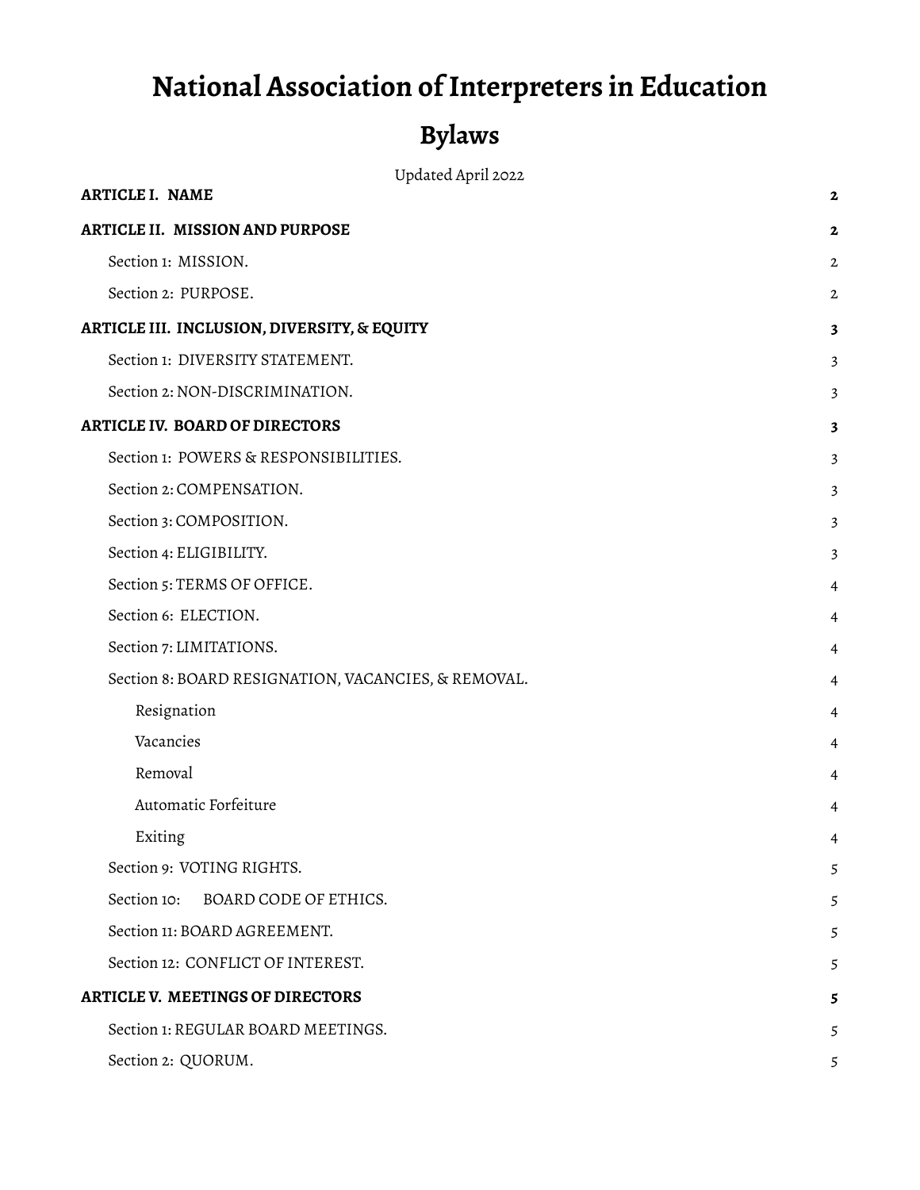# National Association of Interpreters in Education

## Bylaws

Updated April 2022

**ARTICLE I. NAME** 2

**ARTICLE II. MISSION AND PURPOSE** 2

- Section 1: MISSION. 2
- Section 2: PURPOSE. 2

**ARTICLE III. INCLUSION, DIVERSITY, & EQUITY** 3

- Section 1: DIVERSITY STATEMENT. 3
- Section 2: NON-DISCRIMINATION. 3

**ARTICLE IV. BOARD OF DIRECTORS** 3

- Section 1: POWERS & RESPONSIBILITIES. 3
- Section 2: COMPENSATION. 3
- Section 3: COMPOSITION. 3
- Section 4: ELIGIBILITY. 3
- Section 5: TERMS OF OFFICE. 4
- Section 6: ELECTION. 4
- Section 7: LIMITATIONS. 4
- Section 8: BOARD RESIGNATION, VACANCIES, & REMOVAL. 4
  - Resignation 4
  - Vacancies 4
  - Removal 4
  - Automatic Forfeiture 4
  - Exiting 4
- Section 9: VOTING RIGHTS. 5
- Section 10: BOARD CODE OF ETHICS. 5
- Section 11: BOARD AGREEMENT. 5
- Section 12: CONFLICT OF INTEREST. 5

**ARTICLE V. MEETINGS OF DIRECTORS** 5

- Section 1: REGULAR BOARD MEETINGS. 5
- Section 2: QUORUM. 5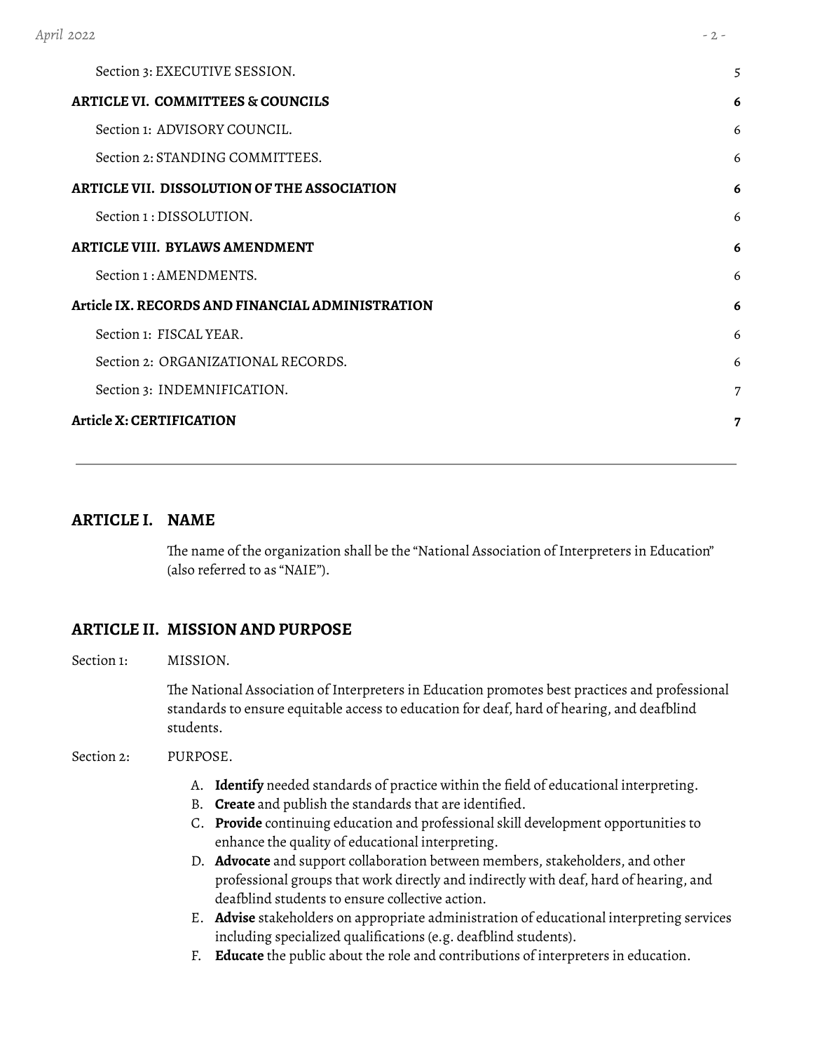| | |
|---|---|
| Section 3: EXECUTIVE SESSION. | 5 |
| **ARTICLE VI. COMMITTEES & COUNCILS** | **6** |
| Section 1: ADVISORY COUNCIL. | 6 |
| Section 2: STANDING COMMITTEES. | 6 |
| **ARTICLE VII. DISSOLUTION OF THE ASSOCIATION** | **6** |
| Section 1 : DISSOLUTION. | 6 |
| **ARTICLE VIII. BYLAWS AMENDMENT** | **6** |
| Section 1 : AMENDMENTS. | 6 |
| **Article IX. RECORDS AND FINANCIAL ADMINISTRATION** | **6** |
| Section 1: FISCAL YEAR. | 6 |
| Section 2: ORGANIZATIONAL RECORDS. | 6 |
| Section 3: INDEMNIFICATION. | 7 |
| **Article X: CERTIFICATION** | **7** |

---

## ARTICLE I. NAME

The name of the organization shall be the "National Association of Interpreters in Education" (also referred to as "NAIE").

## ARTICLE II. MISSION AND PURPOSE

Section 1: MISSION.

The National Association of Interpreters in Education promotes best practices and professional standards to ensure equitable access to education for deaf, hard of hearing, and deafblind students.

Section 2: PURPOSE.

A. **Identify** needed standards of practice within the field of educational interpreting.
B. **Create** and publish the standards that are identified.
C. **Provide** continuing education and professional skill development opportunities to enhance the quality of educational interpreting.
D. **Advocate** and support collaboration between members, stakeholders, and other professional groups that work directly and indirectly with deaf, hard of hearing, and deafblind students to ensure collective action.
E. **Advise** stakeholders on appropriate administration of educational interpreting services including specialized qualifications (e.g. deafblind students).
F. **Educate** the public about the role and contributions of interpreters in education.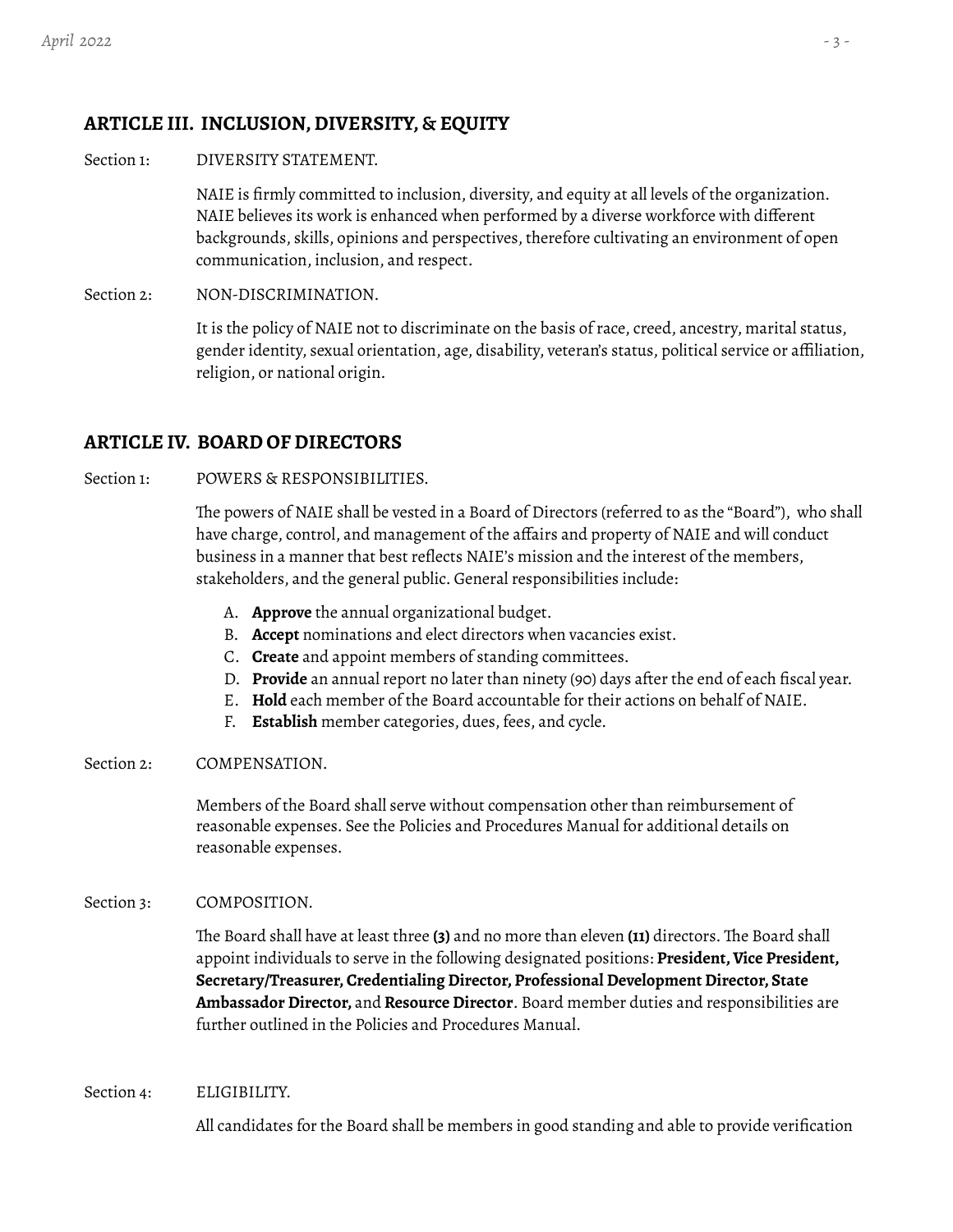## ARTICLE III. INCLUSION, DIVERSITY, & EQUITY

Section 1: DIVERSITY STATEMENT.

NAIE is firmly committed to inclusion, diversity, and equity at all levels of the organization. NAIE believes its work is enhanced when performed by a diverse workforce with different backgrounds, skills, opinions and perspectives, therefore cultivating an environment of open communication, inclusion, and respect.

Section 2: NON-DISCRIMINATION.

It is the policy of NAIE not to discriminate on the basis of race, creed, ancestry, marital status, gender identity, sexual orientation, age, disability, veteran's status, political service or affiliation, religion, or national origin.

## ARTICLE IV. BOARD OF DIRECTORS

Section 1: POWERS & RESPONSIBILITIES.

The powers of NAIE shall be vested in a Board of Directors (referred to as the "Board"), who shall have charge, control, and management of the affairs and property of NAIE and will conduct business in a manner that best reflects NAIE's mission and the interest of the members, stakeholders, and the general public. General responsibilities include:

A. **Approve** the annual organizational budget.
B. **Accept** nominations and elect directors when vacancies exist.
C. **Create** and appoint members of standing committees.
D. **Provide** an annual report no later than ninety (90) days after the end of each fiscal year.
E. **Hold** each member of the Board accountable for their actions on behalf of NAIE.
F. **Establish** member categories, dues, fees, and cycle.

Section 2: COMPENSATION.

Members of the Board shall serve without compensation other than reimbursement of reasonable expenses. See the Policies and Procedures Manual for additional details on reasonable expenses.

Section 3: COMPOSITION.

The Board shall have at least three **(3)** and no more than eleven **(11)** directors. The Board shall appoint individuals to serve in the following designated positions: **President, Vice President, Secretary/Treasurer, Credentialing Director, Professional Development Director, State Ambassador Director,** and **Resource Director**. Board member duties and responsibilities are further outlined in the Policies and Procedures Manual.

Section 4: ELIGIBILITY.

All candidates for the Board shall be members in good standing and able to provide verification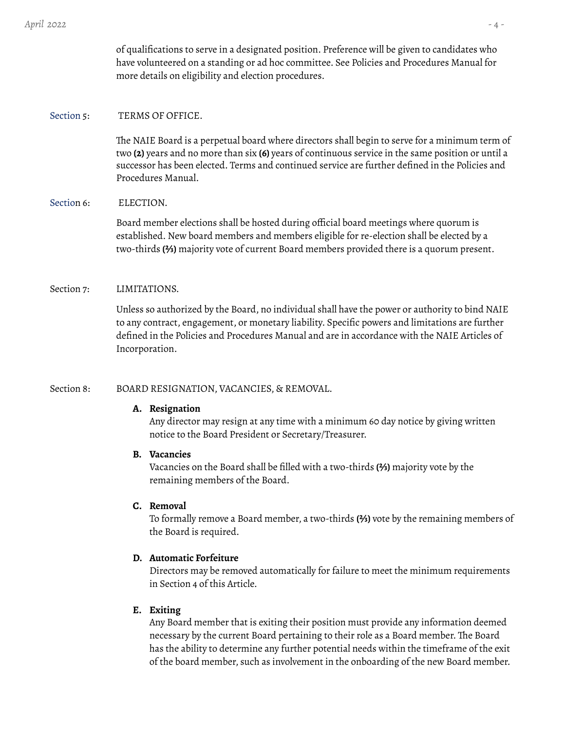of qualifications to serve in a designated position. Preference will be given to candidates who have volunteered on a standing or ad hoc committee. See Policies and Procedures Manual for more details on eligibility and election procedures.

### Section 5: TERMS OF OFFICE.

The NAIE Board is a perpetual board where directors shall begin to serve for a minimum term of two **(2)** years and no more than six **(6)** years of continuous service in the same position or until a successor has been elected. Terms and continued service are further defined in the Policies and Procedures Manual.

### Section 6: ELECTION.

Board member elections shall be hosted during official board meetings where quorum is established. New board members and members eligible for re-election shall be elected by a two-thirds **(⅔)** majority vote of current Board members provided there is a quorum present.

### Section 7: LIMITATIONS.

Unless so authorized by the Board, no individual shall have the power or authority to bind NAIE to any contract, engagement, or monetary liability. Specific powers and limitations are further defined in the Policies and Procedures Manual and are in accordance with the NAIE Articles of Incorporation.

### Section 8: BOARD RESIGNATION, VACANCIES, & REMOVAL.

**A. Resignation**
Any director may resign at any time with a minimum 60 day notice by giving written notice to the Board President or Secretary/Treasurer.

**B. Vacancies**
Vacancies on the Board shall be filled with a two-thirds **(⅔)** majority vote by the remaining members of the Board.

**C. Removal**
To formally remove a Board member, a two-thirds **(⅔)** vote by the remaining members of the Board is required.

**D. Automatic Forfeiture**
Directors may be removed automatically for failure to meet the minimum requirements in Section 4 of this Article.

**E. Exiting**
Any Board member that is exiting their position must provide any information deemed necessary by the current Board pertaining to their role as a Board member. The Board has the ability to determine any further potential needs within the timeframe of the exit of the board member, such as involvement in the onboarding of the new Board member.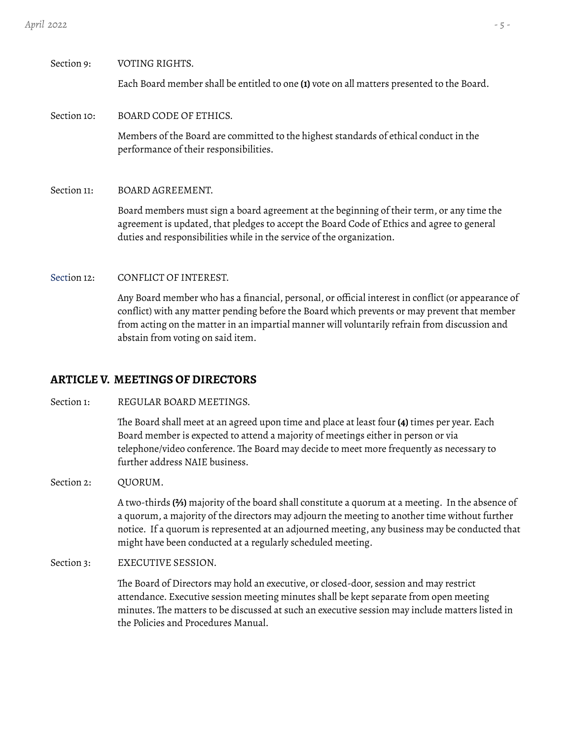Section 9: VOTING RIGHTS.

Each Board member shall be entitled to one **(1)** vote on all matters presented to the Board.

Section 10: BOARD CODE OF ETHICS.

Members of the Board are committed to the highest standards of ethical conduct in the performance of their responsibilities.

Section 11: BOARD AGREEMENT.

Board members must sign a board agreement at the beginning of their term, or any time the agreement is updated, that pledges to accept the Board Code of Ethics and agree to general duties and responsibilities while in the service of the organization.

Section 12: CONFLICT OF INTEREST.

Any Board member who has a financial, personal, or official interest in conflict (or appearance of conflict) with any matter pending before the Board which prevents or may prevent that member from acting on the matter in an impartial manner will voluntarily refrain from discussion and abstain from voting on said item.

## ARTICLE V. MEETINGS OF DIRECTORS

Section 1: REGULAR BOARD MEETINGS.

The Board shall meet at an agreed upon time and place at least four **(4)** times per year. Each Board member is expected to attend a majority of meetings either in person or via telephone/video conference. The Board may decide to meet more frequently as necessary to further address NAIE business.

Section 2: QUORUM.

A two-thirds **(⅔)** majority of the board shall constitute a quorum at a meeting. In the absence of a quorum, a majority of the directors may adjourn the meeting to another time without further notice. If a quorum is represented at an adjourned meeting, any business may be conducted that might have been conducted at a regularly scheduled meeting.

Section 3: EXECUTIVE SESSION.

The Board of Directors may hold an executive, or closed-door, session and may restrict attendance. Executive session meeting minutes shall be kept separate from open meeting minutes. The matters to be discussed at such an executive session may include matters listed in the Policies and Procedures Manual.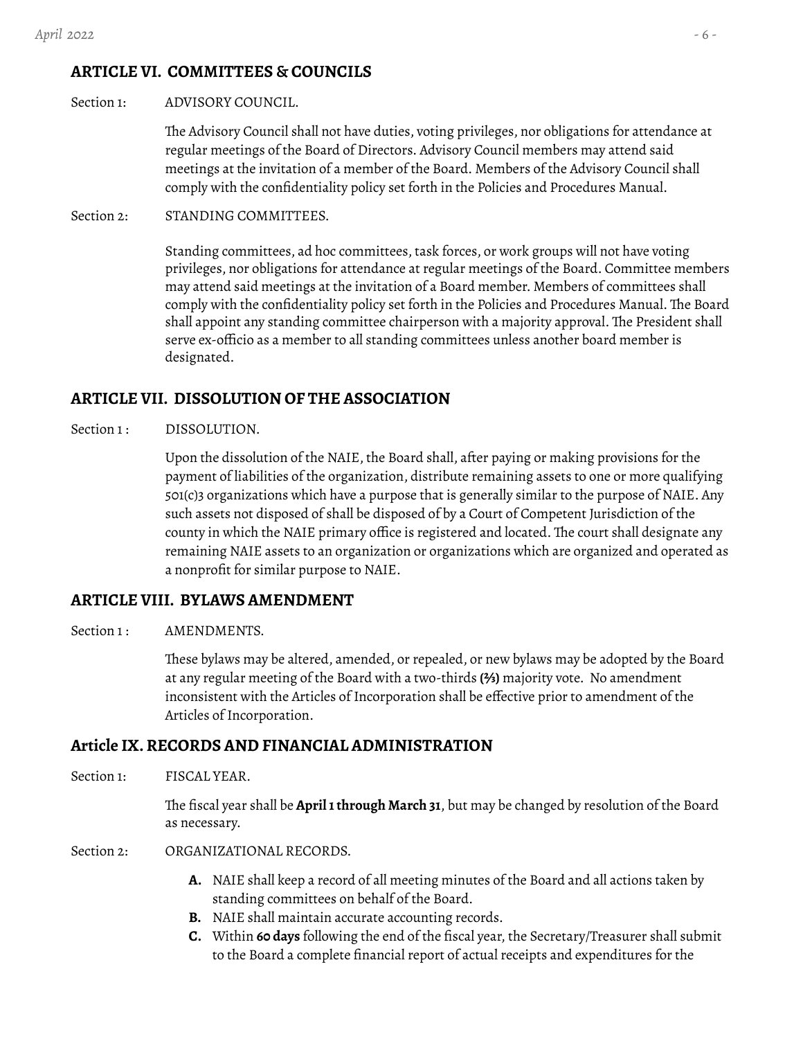## ARTICLE VI. COMMITTEES & COUNCILS

Section 1: ADVISORY COUNCIL.

The Advisory Council shall not have duties, voting privileges, nor obligations for attendance at regular meetings of the Board of Directors. Advisory Council members may attend said meetings at the invitation of a member of the Board. Members of the Advisory Council shall comply with the confidentiality policy set forth in the Policies and Procedures Manual.

Section 2: STANDING COMMITTEES.

Standing committees, ad hoc committees, task forces, or work groups will not have voting privileges, nor obligations for attendance at regular meetings of the Board. Committee members may attend said meetings at the invitation of a Board member. Members of committees shall comply with the confidentiality policy set forth in the Policies and Procedures Manual. The Board shall appoint any standing committee chairperson with a majority approval. The President shall serve ex-officio as a member to all standing committees unless another board member is designated.

## ARTICLE VII. DISSOLUTION OF THE ASSOCIATION

Section 1 : DISSOLUTION.

Upon the dissolution of the NAIE, the Board shall, after paying or making provisions for the payment of liabilities of the organization, distribute remaining assets to one or more qualifying 501(c)3 organizations which have a purpose that is generally similar to the purpose of NAIE. Any such assets not disposed of shall be disposed of by a Court of Competent Jurisdiction of the county in which the NAIE primary office is registered and located. The court shall designate any remaining NAIE assets to an organization or organizations which are organized and operated as a nonprofit for similar purpose to NAIE.

## ARTICLE VIII. BYLAWS AMENDMENT

Section 1 : AMENDMENTS.

These bylaws may be altered, amended, or repealed, or new bylaws may be adopted by the Board at any regular meeting of the Board with a two-thirds **(⅔)** majority vote. No amendment inconsistent with the Articles of Incorporation shall be effective prior to amendment of the Articles of Incorporation.

## Article IX. RECORDS AND FINANCIAL ADMINISTRATION

Section 1: FISCAL YEAR.

The fiscal year shall be **April 1 through March 31**, but may be changed by resolution of the Board as necessary.

Section 2: ORGANIZATIONAL RECORDS.

- **A.** NAIE shall keep a record of all meeting minutes of the Board and all actions taken by standing committees on behalf of the Board.
- **B.** NAIE shall maintain accurate accounting records.
- **C.** Within **60 days** following the end of the fiscal year, the Secretary/Treasurer shall submit to the Board a complete financial report of actual receipts and expenditures for the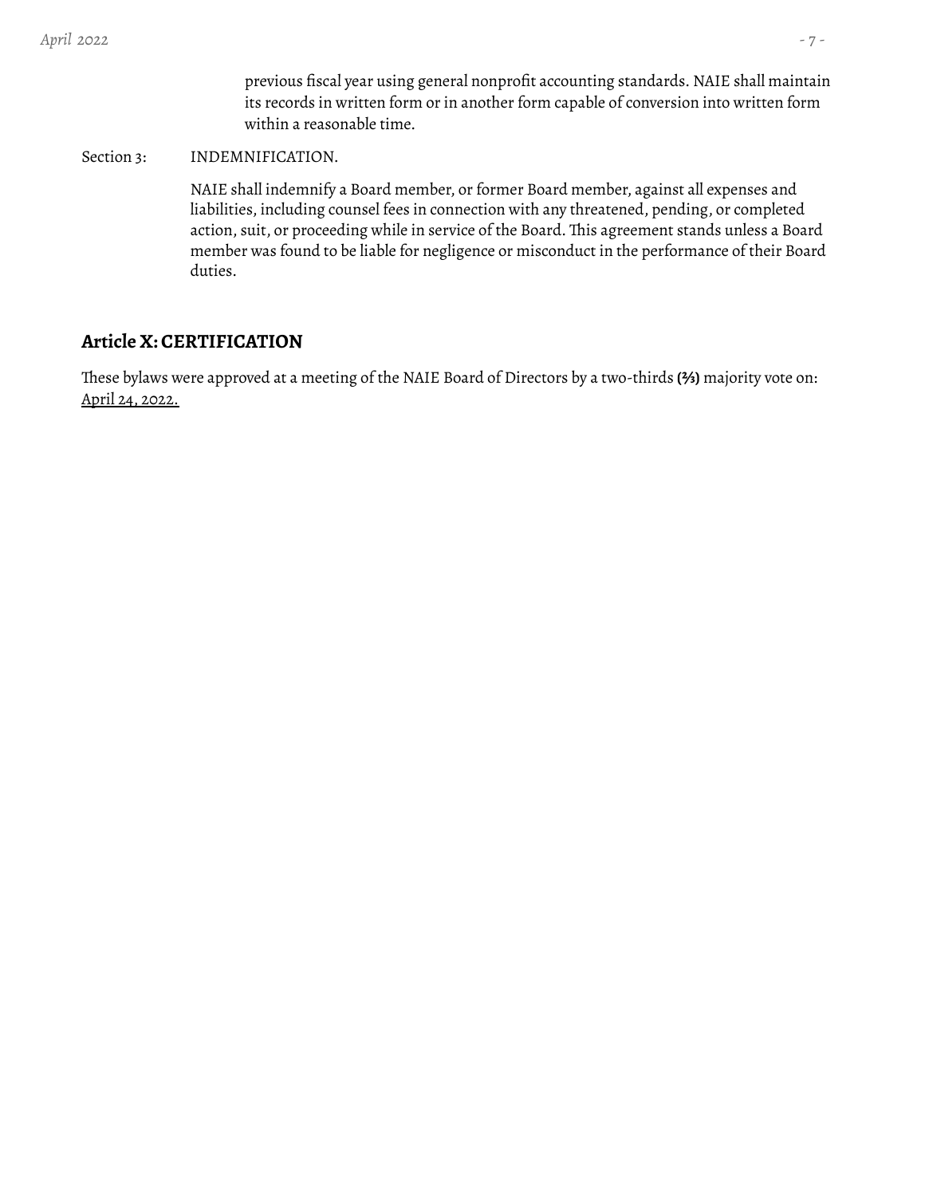previous fiscal year using general nonprofit accounting standards. NAIE shall maintain its records in written form or in another form capable of conversion into written form within a reasonable time.

Section 3: INDEMNIFICATION.

NAIE shall indemnify a Board member, or former Board member, against all expenses and liabilities, including counsel fees in connection with any threatened, pending, or completed action, suit, or proceeding while in service of the Board. This agreement stands unless a Board member was found to be liable for negligence or misconduct in the performance of their Board duties.

## Article X: CERTIFICATION

These bylaws were approved at a meeting of the NAIE Board of Directors by a two-thirds **(⅔)** majority vote on: April 24, 2022.